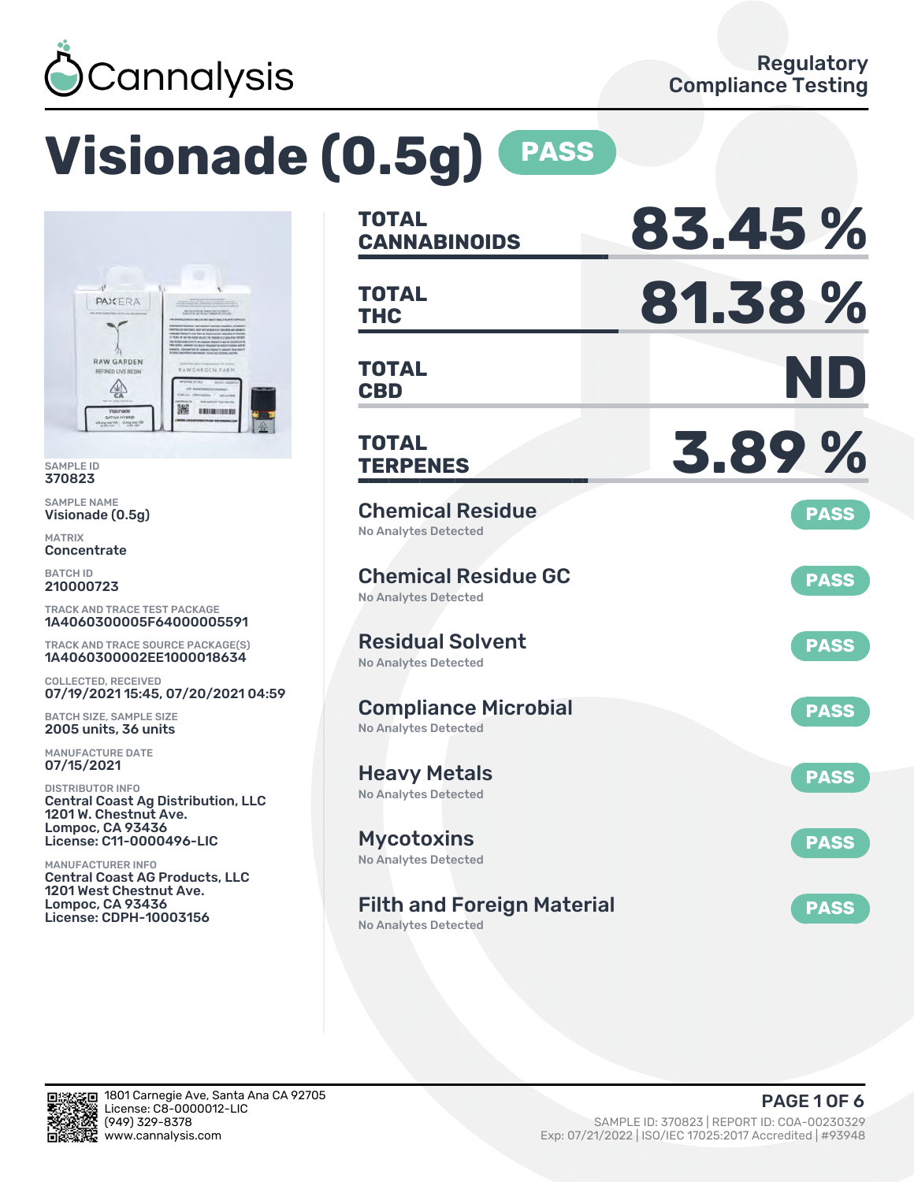Cannalysis

Regulatory Compliance Testing

# Visionade (0.5g) PASS

SAMPLE ID
370823

SAMPLE NAME
Visionade (0.5g)

MATRIX
Concentrate

BATCH ID
210000723

TRACK AND TRACE TEST PACKAGE
1A4060300005F64000005591

TRACK AND TRACE SOURCE PACKAGE(S)
1A4060300002EE1000018634

COLLECTED, RECEIVED
07/19/2021 15:45, 07/20/2021 04:59

BATCH SIZE, SAMPLE SIZE
2005 units, 36 units

MANUFACTURE DATE
07/15/2021

DISTRIBUTOR INFO
Central Coast Ag Distribution, LLC
1201 W. Chestnut Ave.
Lompoc, CA 93436
License: C11-0000496-LIC

MANUFACTURER INFO
Central Coast AG Products, LLC
1201 West Chestnut Ave.
Lompoc, CA 93436
License: CDPH-10003156

| | |
|---|---|
| **TOTAL CANNABINOIDS** | **83.45 %** |
| **TOTAL THC** | **81.38 %** |
| **TOTAL CBD** | **ND** |
| **TOTAL TERPENES** | **3.89 %** |

| Test | Result | Status |
|---|---|---|
| Chemical Residue | No Analytes Detected | PASS |
| Chemical Residue GC | No Analytes Detected | PASS |
| Residual Solvent | No Analytes Detected | PASS |
| Compliance Microbial | No Analytes Detected | PASS |
| Heavy Metals | No Analytes Detected | PASS |
| Mycotoxins | No Analytes Detected | PASS |
| Filth and Foreign Material | No Analytes Detected | PASS |

1801 Carnegie Ave, Santa Ana CA 92705
License: C8-0000012-LIC
(949) 329-8378
www.cannalysis.com

SAMPLE ID: 370823 | REPORT ID: COA-00230329
Exp: 07/21/2022 | ISO/IEC 17025:2017 Accredited | #93948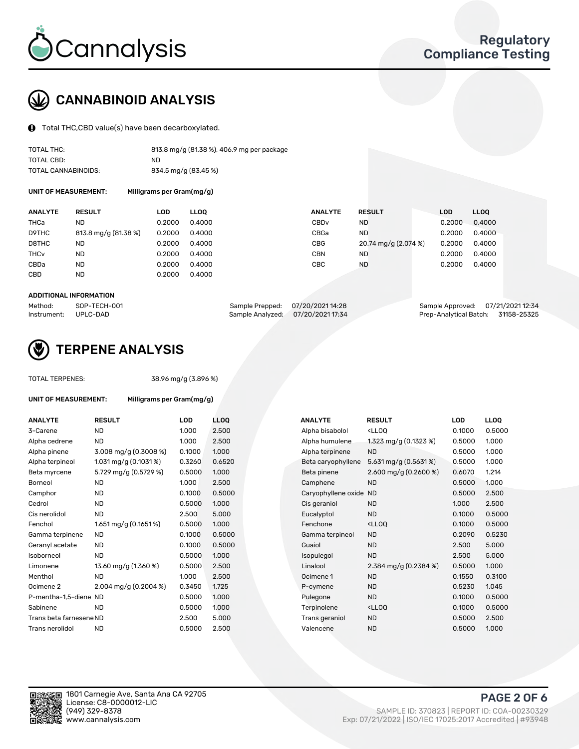Cannalysis

Regulatory Compliance Testing

## CANNABINOID ANALYSIS

Total THC,CBD value(s) have been decarboxylated.

| | |
|---|---|
| TOTAL THC: | 813.8 mg/g (81.38 %), 406.9 mg per package |
| TOTAL CBD: | ND |
| TOTAL CANNABINOIDS: | 834.5 mg/g (83.45 %) |

**UNIT OF MEASUREMENT:** Milligrams per Gram(mg/g)

| ANALYTE | RESULT | LOD | LLOQ |
|---|---|---|---|
| THCa | ND | 0.2000 | 0.4000 |
| D9THC | 813.8 mg/g (81.38 %) | 0.2000 | 0.4000 |
| D8THC | ND | 0.2000 | 0.4000 |
| THCv | ND | 0.2000 | 0.4000 |
| CBDa | ND | 0.2000 | 0.4000 |
| CBD | ND | 0.2000 | 0.4000 |
| CBDv | ND | 0.2000 | 0.4000 |
| CBGa | ND | 0.2000 | 0.4000 |
| CBG | 20.74 mg/g (2.074 %) | 0.2000 | 0.4000 |
| CBN | ND | 0.2000 | 0.4000 |
| CBC | ND | 0.2000 | 0.4000 |

**ADDITIONAL INFORMATION**

| | | | | | |
|---|---|---|---|---|---|
| Method: | SOP-TECH-001 | Sample Prepped: | 07/20/2021 14:28 | Sample Approved: | 07/21/2021 12:34 |
| Instrument: | UPLC-DAD | Sample Analyzed: | 07/20/2021 17:34 | Prep-Analytical Batch: | 31158-25325 |

## TERPENE ANALYSIS

TOTAL TERPENES: 38.96 mg/g (3.896 %)

**UNIT OF MEASUREMENT:** Milligrams per Gram(mg/g)

| ANALYTE | RESULT | LOD | LLOQ |
|---|---|---|---|
| 3-Carene | ND | 1.000 | 2.500 |
| Alpha cedrene | ND | 1.000 | 2.500 |
| Alpha pinene | 3.008 mg/g (0.3008 %) | 0.1000 | 1.000 |
| Alpha terpineol | 1.031 mg/g (0.1031 %) | 0.3260 | 0.6520 |
| Beta myrcene | 5.729 mg/g (0.5729 %) | 0.5000 | 1.000 |
| Borneol | ND | 1.000 | 2.500 |
| Camphor | ND | 0.1000 | 0.5000 |
| Cedrol | ND | 0.5000 | 1.000 |
| Cis nerolidol | ND | 2.500 | 5.000 |
| Fenchol | 1.651 mg/g (0.1651 %) | 0.5000 | 1.000 |
| Gamma terpinene | ND | 0.1000 | 0.5000 |
| Geranyl acetate | ND | 0.1000 | 0.5000 |
| Isoborneol | ND | 0.5000 | 1.000 |
| Limonene | 13.60 mg/g (1.360 %) | 0.5000 | 2.500 |
| Menthol | ND | 1.000 | 2.500 |
| Ocimene 2 | 2.004 mg/g (0.2004 %) | 0.3450 | 1.725 |
| P-mentha-1,5-diene | ND | 0.5000 | 1.000 |
| Sabinene | ND | 0.5000 | 1.000 |
| Trans beta farnesene | ND | 2.500 | 5.000 |
| Trans nerolidol | ND | 0.5000 | 2.500 |
| Alpha bisabolol | <LLOQ | 0.1000 | 0.5000 |
| Alpha humulene | 1.323 mg/g (0.1323 %) | 0.5000 | 1.000 |
| Alpha terpinene | ND | 0.5000 | 1.000 |
| Beta caryophyllene | 5.631 mg/g (0.5631 %) | 0.5000 | 1.000 |
| Beta pinene | 2.600 mg/g (0.2600 %) | 0.6070 | 1.214 |
| Camphene | ND | 0.5000 | 1.000 |
| Caryophyllene oxide | ND | 0.5000 | 2.500 |
| Cis geraniol | ND | 1.000 | 2.500 |
| Eucalyptol | ND | 0.1000 | 0.5000 |
| Fenchone | <LLOQ | 0.1000 | 0.5000 |
| Gamma terpineol | ND | 0.2090 | 0.5230 |
| Guaiol | ND | 2.500 | 5.000 |
| Isopulegol | ND | 2.500 | 5.000 |
| Linalool | 2.384 mg/g (0.2384 %) | 0.5000 | 1.000 |
| Ocimene 1 | ND | 0.1550 | 0.3100 |
| P-cymene | ND | 0.5230 | 1.045 |
| Pulegone | ND | 0.1000 | 0.5000 |
| Terpinolene | <LLOQ | 0.1000 | 0.5000 |
| Trans geraniol | ND | 0.5000 | 2.500 |
| Valencene | ND | 0.5000 | 1.000 |

1801 Carnegie Ave, Santa Ana CA 92705
License: C8-0000012-LIC
(949) 329-8378
www.cannalysis.com

SAMPLE ID: 370823 | REPORT ID: COA-00230329
Exp: 07/21/2022 | ISO/IEC 17025:2017 Accredited | #93948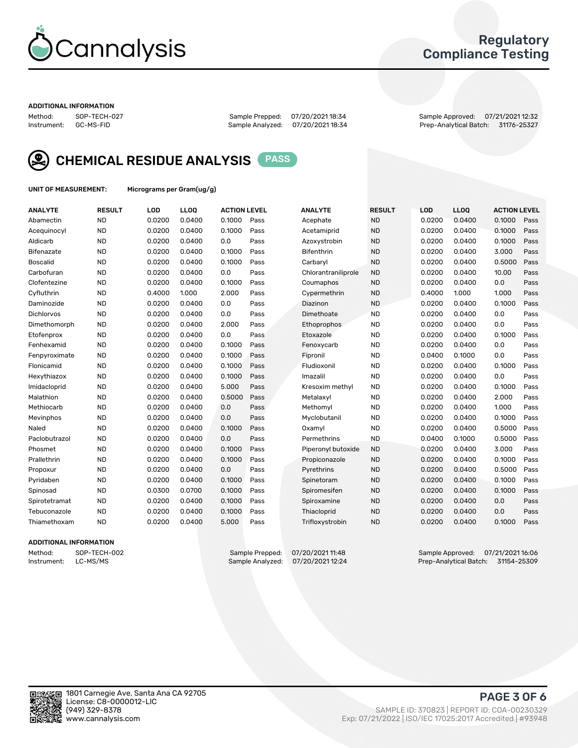# Cannalysis

## Regulatory Compliance Testing

**ADDITIONAL INFORMATION**

Method: SOP-TECH-027
Instrument: GC-MS-FID

Sample Prepped: 07/20/2021 18:34
Sample Analyzed: 07/20/2021 18:34

Sample Approved: 07/21/2021 12:32
Prep-Analytical Batch: 31176-25327

## CHEMICAL RESIDUE ANALYSIS PASS

**UNIT OF MEASUREMENT:** Micrograms per Gram(ug/g)

| ANALYTE | RESULT | LOD | LLOQ | ACTION LEVEL | | ANALYTE | RESULT | LOD | LLOQ | ACTION LEVEL | |
|---|---|---|---|---|---|---|---|---|---|---|---|
| Abamectin | ND | 0.0200 | 0.0400 | 0.1000 | Pass | Acephate | ND | 0.0200 | 0.0400 | 0.1000 | Pass |
| Acequinocyl | ND | 0.0200 | 0.0400 | 0.1000 | Pass | Acetamiprid | ND | 0.0200 | 0.0400 | 0.1000 | Pass |
| Aldicarb | ND | 0.0200 | 0.0400 | 0.0 | Pass | Azoxystrobin | ND | 0.0200 | 0.0400 | 0.1000 | Pass |
| Bifenazate | ND | 0.0200 | 0.0400 | 0.1000 | Pass | Bifenthrin | ND | 0.0200 | 0.0400 | 3.000 | Pass |
| Boscalid | ND | 0.0200 | 0.0400 | 0.1000 | Pass | Carbaryl | ND | 0.0200 | 0.0400 | 0.5000 | Pass |
| Carbofuran | ND | 0.0200 | 0.0400 | 0.0 | Pass | Chlorantraniliprole | ND | 0.0200 | 0.0400 | 10.00 | Pass |
| Clofentezine | ND | 0.0200 | 0.0400 | 0.1000 | Pass | Coumaphos | ND | 0.0200 | 0.0400 | 0.0 | Pass |
| Cyfluthrin | ND | 0.4000 | 1.000 | 2.000 | Pass | Cypermethrin | ND | 0.4000 | 1.000 | 1.000 | Pass |
| Daminozide | ND | 0.0200 | 0.0400 | 0.0 | Pass | Diazinon | ND | 0.0200 | 0.0400 | 0.1000 | Pass |
| Dichlorvos | ND | 0.0200 | 0.0400 | 0.0 | Pass | Dimethoate | ND | 0.0200 | 0.0400 | 0.0 | Pass |
| Dimethomorph | ND | 0.0200 | 0.0400 | 2.000 | Pass | Ethoprophos | ND | 0.0200 | 0.0400 | 0.0 | Pass |
| Etofenprox | ND | 0.0200 | 0.0400 | 0.0 | Pass | Etoxazole | ND | 0.0200 | 0.0400 | 0.1000 | Pass |
| Fenhexamid | ND | 0.0200 | 0.0400 | 0.1000 | Pass | Fenoxycarb | ND | 0.0200 | 0.0400 | 0.0 | Pass |
| Fenpyroximate | ND | 0.0200 | 0.0400 | 0.1000 | Pass | Fipronil | ND | 0.0400 | 0.1000 | 0.0 | Pass |
| Flonicamid | ND | 0.0200 | 0.0400 | 0.1000 | Pass | Fludioxonil | ND | 0.0200 | 0.0400 | 0.1000 | Pass |
| Hexythiazox | ND | 0.0200 | 0.0400 | 0.1000 | Pass | Imazalil | ND | 0.0200 | 0.0400 | 0.0 | Pass |
| Imidacloprid | ND | 0.0200 | 0.0400 | 5.000 | Pass | Kresoxim methyl | ND | 0.0200 | 0.0400 | 0.1000 | Pass |
| Malathion | ND | 0.0200 | 0.0400 | 0.5000 | Pass | Metalaxyl | ND | 0.0200 | 0.0400 | 2.000 | Pass |
| Methiocarb | ND | 0.0200 | 0.0400 | 0.0 | Pass | Methomyl | ND | 0.0200 | 0.0400 | 1.000 | Pass |
| Mevinphos | ND | 0.0200 | 0.0400 | 0.0 | Pass | Myclobutanil | ND | 0.0200 | 0.0400 | 0.1000 | Pass |
| Naled | ND | 0.0200 | 0.0400 | 0.1000 | Pass | Oxamyl | ND | 0.0200 | 0.0400 | 0.5000 | Pass |
| Paclobutrazol | ND | 0.0200 | 0.0400 | 0.0 | Pass | Permethrins | ND | 0.0400 | 0.1000 | 0.5000 | Pass |
| Phosmet | ND | 0.0200 | 0.0400 | 0.1000 | Pass | Piperonyl butoxide | ND | 0.0200 | 0.0400 | 3.000 | Pass |
| Prallethrin | ND | 0.0200 | 0.0400 | 0.1000 | Pass | Propiconazole | ND | 0.0200 | 0.0400 | 0.1000 | Pass |
| Propoxur | ND | 0.0200 | 0.0400 | 0.0 | Pass | Pyrethrins | ND | 0.0200 | 0.0400 | 0.5000 | Pass |
| Pyridaben | ND | 0.0200 | 0.0400 | 0.1000 | Pass | Spinetoram | ND | 0.0200 | 0.0400 | 0.1000 | Pass |
| Spinosad | ND | 0.0300 | 0.0700 | 0.1000 | Pass | Spiromesifen | ND | 0.0200 | 0.0400 | 0.1000 | Pass |
| Spirotetramat | ND | 0.0200 | 0.0400 | 0.1000 | Pass | Spiroxamine | ND | 0.0200 | 0.0400 | 0.0 | Pass |
| Tebuconazole | ND | 0.0200 | 0.0400 | 0.1000 | Pass | Thiacloprid | ND | 0.0200 | 0.0400 | 0.0 | Pass |
| Thiamethoxam | ND | 0.0200 | 0.0400 | 5.000 | Pass | Trifloxystrobin | ND | 0.0200 | 0.0400 | 0.1000 | Pass |

**ADDITIONAL INFORMATION**

Method: SOP-TECH-002
Instrument: LC-MS/MS

Sample Prepped: 07/20/2021 11:48
Sample Analyzed: 07/20/2021 12:24

Sample Approved: 07/21/2021 16:06
Prep-Analytical Batch: 31154-25309

1801 Carnegie Ave, Santa Ana CA 92705
License: C8-0000012-LIC
(949) 329-8378
www.cannalysis.com

SAMPLE ID: 370823 | REPORT ID: COA-00230329
Exp: 07/21/2022 | ISO/IEC 17025:2017 Accredited | #93948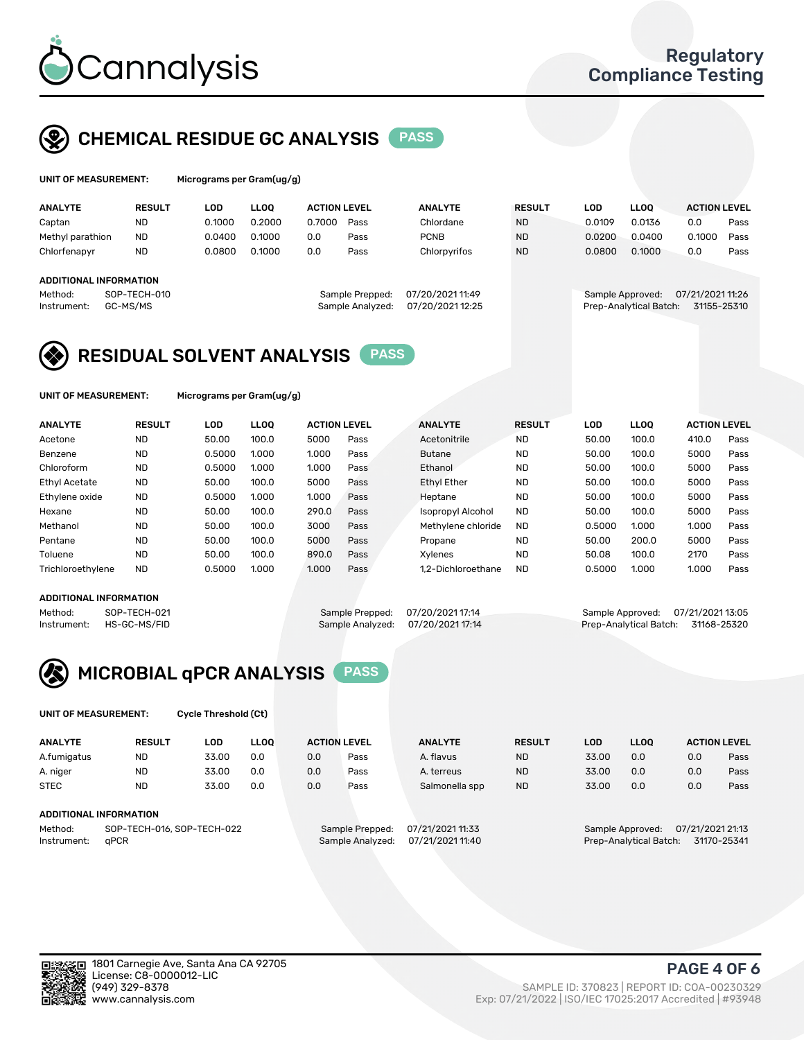# Cannalysis

Regulatory Compliance Testing

## CHEMICAL RESIDUE GC ANALYSIS PASS

**UNIT OF MEASUREMENT:** Micrograms per Gram(ug/g)

| ANALYTE | RESULT | LOD | LLOQ | ACTION LEVEL | | ANALYTE | RESULT | LOD | LLOQ | ACTION LEVEL | |
|---|---|---|---|---|---|---|---|---|---|---|---|
| Captan | ND | 0.1000 | 0.2000 | 0.7000 | Pass | Chlordane | ND | 0.0109 | 0.0136 | 0.0 | Pass |
| Methyl parathion | ND | 0.0400 | 0.1000 | 0.0 | Pass | PCNB | ND | 0.0200 | 0.0400 | 0.1000 | Pass |
| Chlorfenapyr | ND | 0.0800 | 0.1000 | 0.0 | Pass | Chlorpyrifos | ND | 0.0800 | 0.1000 | 0.0 | Pass |

**ADDITIONAL INFORMATION**

Method: SOP-TECH-010
Instrument: GC-MS/MS
Sample Prepped: 07/20/2021 11:49
Sample Analyzed: 07/20/2021 12:25
Sample Approved: 07/21/2021 11:26
Prep-Analytical Batch: 31155-25310

## RESIDUAL SOLVENT ANALYSIS PASS

**UNIT OF MEASUREMENT:** Micrograms per Gram(ug/g)

| ANALYTE | RESULT | LOD | LLOQ | ACTION LEVEL | | ANALYTE | RESULT | LOD | LLOQ | ACTION LEVEL | |
|---|---|---|---|---|---|---|---|---|---|---|---|
| Acetone | ND | 50.00 | 100.0 | 5000 | Pass | Acetonitrile | ND | 50.00 | 100.0 | 410.0 | Pass |
| Benzene | ND | 0.5000 | 1.000 | 1.000 | Pass | Butane | ND | 50.00 | 100.0 | 5000 | Pass |
| Chloroform | ND | 0.5000 | 1.000 | 1.000 | Pass | Ethanol | ND | 50.00 | 100.0 | 5000 | Pass |
| Ethyl Acetate | ND | 50.00 | 100.0 | 5000 | Pass | Ethyl Ether | ND | 50.00 | 100.0 | 5000 | Pass |
| Ethylene oxide | ND | 0.5000 | 1.000 | 1.000 | Pass | Heptane | ND | 50.00 | 100.0 | 5000 | Pass |
| Hexane | ND | 50.00 | 100.0 | 290.0 | Pass | Isopropyl Alcohol | ND | 50.00 | 100.0 | 5000 | Pass |
| Methanol | ND | 50.00 | 100.0 | 3000 | Pass | Methylene chloride | ND | 0.5000 | 1.000 | 1.000 | Pass |
| Pentane | ND | 50.00 | 100.0 | 5000 | Pass | Propane | ND | 50.00 | 200.0 | 5000 | Pass |
| Toluene | ND | 50.00 | 100.0 | 890.0 | Pass | Xylenes | ND | 50.08 | 100.0 | 2170 | Pass |
| Trichloroethylene | ND | 0.5000 | 1.000 | 1.000 | Pass | 1,2-Dichloroethane | ND | 0.5000 | 1.000 | 1.000 | Pass |

**ADDITIONAL INFORMATION**

Method: SOP-TECH-021
Instrument: HS-GC-MS/FID
Sample Prepped: 07/20/2021 17:14
Sample Analyzed: 07/20/2021 17:14
Sample Approved: 07/21/2021 13:05
Prep-Analytical Batch: 31168-25320

## MICROBIAL qPCR ANALYSIS PASS

**UNIT OF MEASUREMENT:** Cycle Threshold (Ct)

| ANALYTE | RESULT | LOD | LLOQ | ACTION LEVEL | | ANALYTE | RESULT | LOD | LLOQ | ACTION LEVEL | |
|---|---|---|---|---|---|---|---|---|---|---|---|
| A.fumigatus | ND | 33.00 | 0.0 | 0.0 | Pass | A. flavus | ND | 33.00 | 0.0 | 0.0 | Pass |
| A. niger | ND | 33.00 | 0.0 | 0.0 | Pass | A. terreus | ND | 33.00 | 0.0 | 0.0 | Pass |
| STEC | ND | 33.00 | 0.0 | 0.0 | Pass | Salmonella spp | ND | 33.00 | 0.0 | 0.0 | Pass |

**ADDITIONAL INFORMATION**

Method: SOP-TECH-016, SOP-TECH-022
Instrument: qPCR
Sample Prepped: 07/21/2021 11:33
Sample Analyzed: 07/21/2021 11:40
Sample Approved: 07/21/2021 21:13
Prep-Analytical Batch: 31170-25341

1801 Carnegie Ave, Santa Ana CA 92705
License: C8-0000012-LIC
(949) 329-8378
www.cannalysis.com

SAMPLE ID: 370823 | REPORT ID: COA-00230329
Exp: 07/21/2022 | ISO/IEC 17025:2017 Accredited | #93948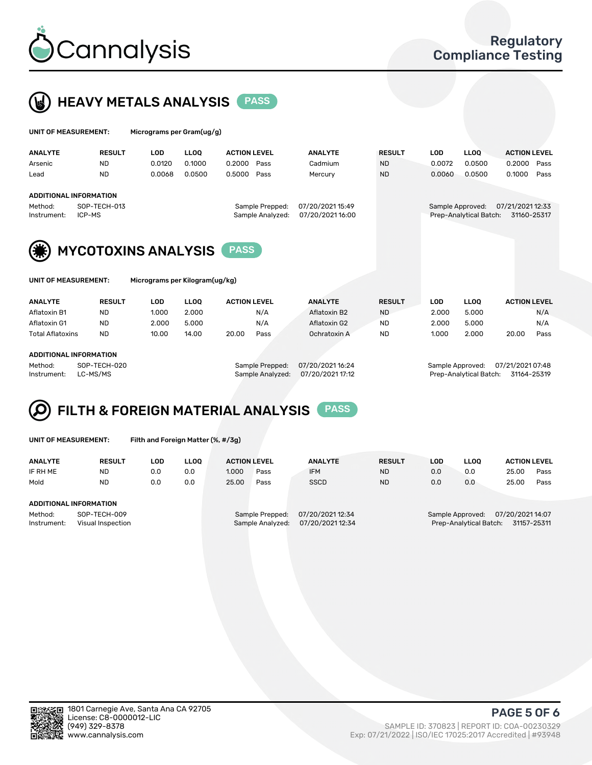# Cannalysis

Regulatory Compliance Testing

## HEAVY METALS ANALYSIS PASS

**UNIT OF MEASUREMENT:** Micrograms per Gram(ug/g)

| ANALYTE | RESULT | LOD | LLOQ | ACTION LEVEL | | ANALYTE | RESULT | LOD | LLOQ | ACTION LEVEL | |
|---|---|---|---|---|---|---|---|---|---|---|---|
| Arsenic | ND | 0.0120 | 0.1000 | 0.2000 | Pass | Cadmium | ND | 0.0072 | 0.0500 | 0.2000 | Pass |
| Lead | ND | 0.0068 | 0.0500 | 0.5000 | Pass | Mercury | ND | 0.0060 | 0.0500 | 0.1000 | Pass |

**ADDITIONAL INFORMATION**

Method: SOP-TECH-013
Instrument: ICP-MS
Sample Prepped: 07/20/2021 15:49
Sample Analyzed: 07/20/2021 16:00
Sample Approved: 07/21/2021 12:33
Prep-Analytical Batch: 31160-25317

## MYCOTOXINS ANALYSIS PASS

**UNIT OF MEASUREMENT:** Micrograms per Kilogram(ug/kg)

| ANALYTE | RESULT | LOD | LLOQ | ACTION LEVEL | | ANALYTE | RESULT | LOD | LLOQ | ACTION LEVEL | |
|---|---|---|---|---|---|---|---|---|---|---|---|
| Aflatoxin B1 | ND | 1.000 | 2.000 | | N/A | Aflatoxin B2 | ND | 2.000 | 5.000 | | N/A |
| Aflatoxin G1 | ND | 2.000 | 5.000 | | N/A | Aflatoxin G2 | ND | 2.000 | 5.000 | | N/A |
| Total Aflatoxins | ND | 10.00 | 14.00 | 20.00 | Pass | Ochratoxin A | ND | 1.000 | 2.000 | 20.00 | Pass |

**ADDITIONAL INFORMATION**

Method: SOP-TECH-020
Instrument: LC-MS/MS
Sample Prepped: 07/20/2021 16:24
Sample Analyzed: 07/20/2021 17:12
Sample Approved: 07/21/2021 07:48
Prep-Analytical Batch: 31164-25319

## FILTH & FOREIGN MATERIAL ANALYSIS PASS

**UNIT OF MEASUREMENT:** Filth and Foreign Matter (%, #/3g)

| ANALYTE | RESULT | LOD | LLOQ | ACTION LEVEL | | ANALYTE | RESULT | LOD | LLOQ | ACTION LEVEL | |
|---|---|---|---|---|---|---|---|---|---|---|---|
| IF RH ME | ND | 0.0 | 0.0 | 1.000 | Pass | IFM | ND | 0.0 | 0.0 | 25.00 | Pass |
| Mold | ND | 0.0 | 0.0 | 25.00 | Pass | SSCD | ND | 0.0 | 0.0 | 25.00 | Pass |

**ADDITIONAL INFORMATION**

Method: SOP-TECH-009
Instrument: Visual Inspection
Sample Prepped: 07/20/2021 12:34
Sample Analyzed: 07/20/2021 12:34
Sample Approved: 07/20/2021 14:07
Prep-Analytical Batch: 31157-25311

1801 Carnegie Ave, Santa Ana CA 92705
License: C8-0000012-LIC
(949) 329-8378
www.cannalysis.com

SAMPLE ID: 370823 | REPORT ID: COA-00230329
Exp: 07/21/2022 | ISO/IEC 17025:2017 Accredited | #93948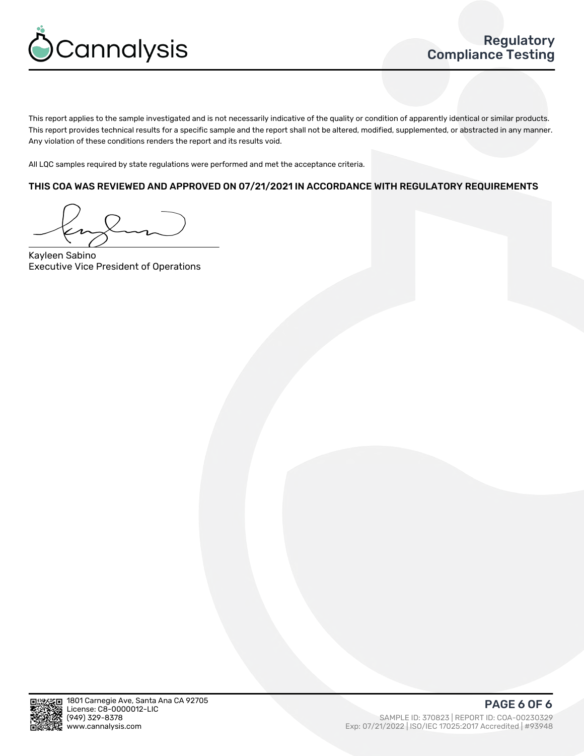This report applies to the sample investigated and is not necessarily indicative of the quality or condition of apparently identical or similar products. This report provides technical results for a specific sample and the report shall not be altered, modified, supplemented, or abstracted in any manner. Any violation of these conditions renders the report and its results void.

All LQC samples required by state regulations were performed and met the acceptance criteria.

**THIS COA WAS REVIEWED AND APPROVED ON 07/21/2021 IN ACCORDANCE WITH REGULATORY REQUIREMENTS**

Kayleen Sabino
Executive Vice President of Operations

1801 Carnegie Ave, Santa Ana CA 92705
License: C8-0000012-LIC
(949) 329-8378
www.cannalysis.com

SAMPLE ID: 370823 | REPORT ID: COA-00230329
Exp: 07/21/2022 | ISO/IEC 17025:2017 Accredited | #93948